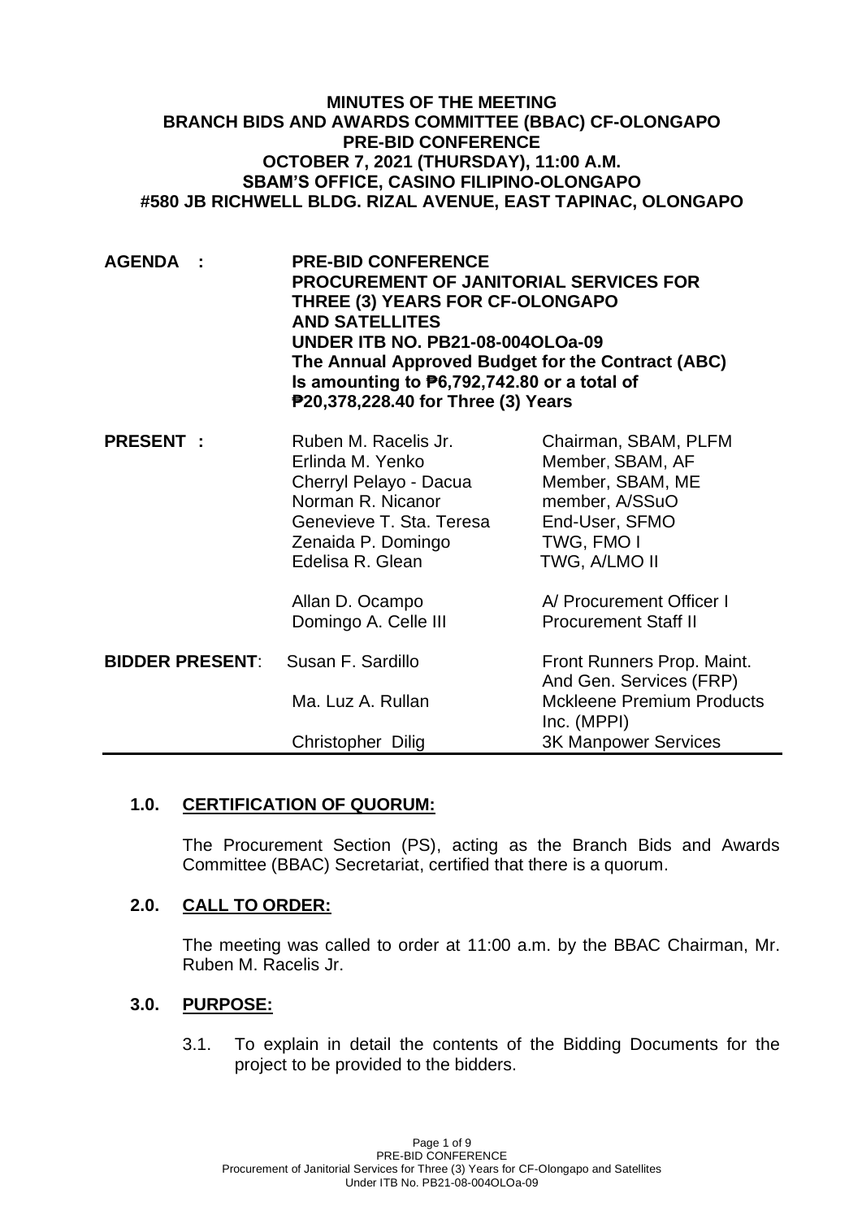**MINUTES OF THE MEETING**
**BRANCH BIDS AND AWARDS COMMITTEE (BBAC) CF-OLONGAPO**
**PRE-BID CONFERENCE**
**OCTOBER 7, 2021 (THURSDAY), 11:00 A.M.**
**SBAM'S OFFICE, CASINO FILIPINO-OLONGAPO**
**#580 JB RICHWELL BLDG. RIZAL AVENUE, EAST TAPINAC, OLONGAPO**

| | | |
|---|---|---|
| **AGENDA :** | **PRE-BID CONFERENCE<br>PROCUREMENT OF JANITORIAL SERVICES FOR THREE (3) YEARS FOR CF-OLONGAPO AND SATELLITES<br>UNDER ITB NO. PB21-08-004OLOa-09<br>The Annual Approved Budget for the Contract (ABC) Is amounting to ₱6,792,742.80 or a total of ₱20,378,228.40 for Three (3) Years** | |
| **PRESENT :** | Ruben M. Racelis Jr. | Chairman, SBAM, PLFM |
| | Erlinda M. Yenko | Member, SBAM, AF |
| | Cherryl Pelayo - Dacua | Member, SBAM, ME |
| | Norman R. Nicanor | member, A/SSuO |
| | Genevieve T. Sta. Teresa | End-User, SFMO |
| | Zenaida P. Domingo | TWG, FMO I |
| | Edelisa R. Glean | TWG, A/LMO II |
| | Allan D. Ocampo | A/ Procurement Officer I |
| | Domingo A. Celle III | Procurement Staff II |
| **BIDDER PRESENT:** | Susan F. Sardillo | Front Runners Prop. Maint. And Gen. Services (FRP) |
| | Ma. Luz A. Rullan | Mckleene Premium Products Inc. (MPPI) |
| | Christopher Dilig | 3K Manpower Services |

## 1.0. CERTIFICATION OF QUORUM:

The Procurement Section (PS), acting as the Branch Bids and Awards Committee (BBAC) Secretariat, certified that there is a quorum.

## 2.0. CALL TO ORDER:

The meeting was called to order at 11:00 a.m. by the BBAC Chairman, Mr. Ruben M. Racelis Jr.

## 3.0. PURPOSE:

3.1. To explain in detail the contents of the Bidding Documents for the project to be provided to the bidders.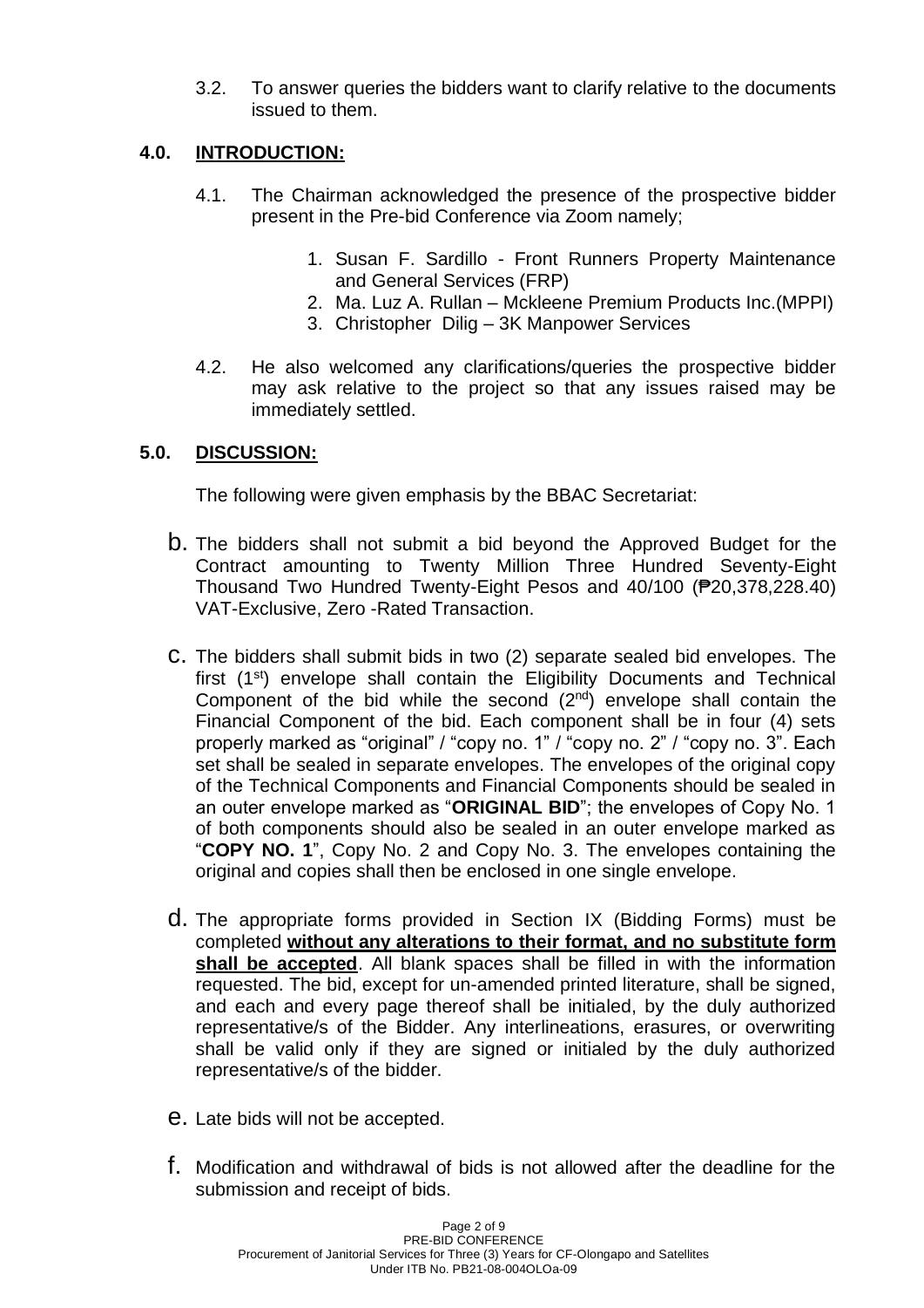3.2. To answer queries the bidders want to clarify relative to the documents issued to them.

## 4.0. INTRODUCTION:

4.1. The Chairman acknowledged the presence of the prospective bidder present in the Pre-bid Conference via Zoom namely;

1. Susan F. Sardillo - Front Runners Property Maintenance and General Services (FRP)
2. Ma. Luz A. Rullan – Mckleene Premium Products Inc.(MPPI)
3. Christopher Dilig – 3K Manpower Services

4.2. He also welcomed any clarifications/queries the prospective bidder may ask relative to the project so that any issues raised may be immediately settled.

## 5.0. DISCUSSION:

The following were given emphasis by the BBAC Secretariat:

b. The bidders shall not submit a bid beyond the Approved Budget for the Contract amounting to Twenty Million Three Hundred Seventy-Eight Thousand Two Hundred Twenty-Eight Pesos and 40/100 (₱20,378,228.40) VAT-Exclusive, Zero -Rated Transaction.

c. The bidders shall submit bids in two (2) separate sealed bid envelopes. The first (1st) envelope shall contain the Eligibility Documents and Technical Component of the bid while the second (2nd) envelope shall contain the Financial Component of the bid. Each component shall be in four (4) sets properly marked as "original" / "copy no. 1" / "copy no. 2" / "copy no. 3". Each set shall be sealed in separate envelopes. The envelopes of the original copy of the Technical Components and Financial Components should be sealed in an outer envelope marked as "**ORIGINAL BID**"; the envelopes of Copy No. 1 of both components should also be sealed in an outer envelope marked as "**COPY NO. 1**", Copy No. 2 and Copy No. 3. The envelopes containing the original and copies shall then be enclosed in one single envelope.

d. The appropriate forms provided in Section IX (Bidding Forms) must be completed **without any alterations to their format, and no substitute form shall be accepted**. All blank spaces shall be filled in with the information requested. The bid, except for un-amended printed literature, shall be signed, and each and every page thereof shall be initialed, by the duly authorized representative/s of the Bidder. Any interlineations, erasures, or overwriting shall be valid only if they are signed or initialed by the duly authorized representative/s of the bidder.

e. Late bids will not be accepted.

f. Modification and withdrawal of bids is not allowed after the deadline for the submission and receipt of bids.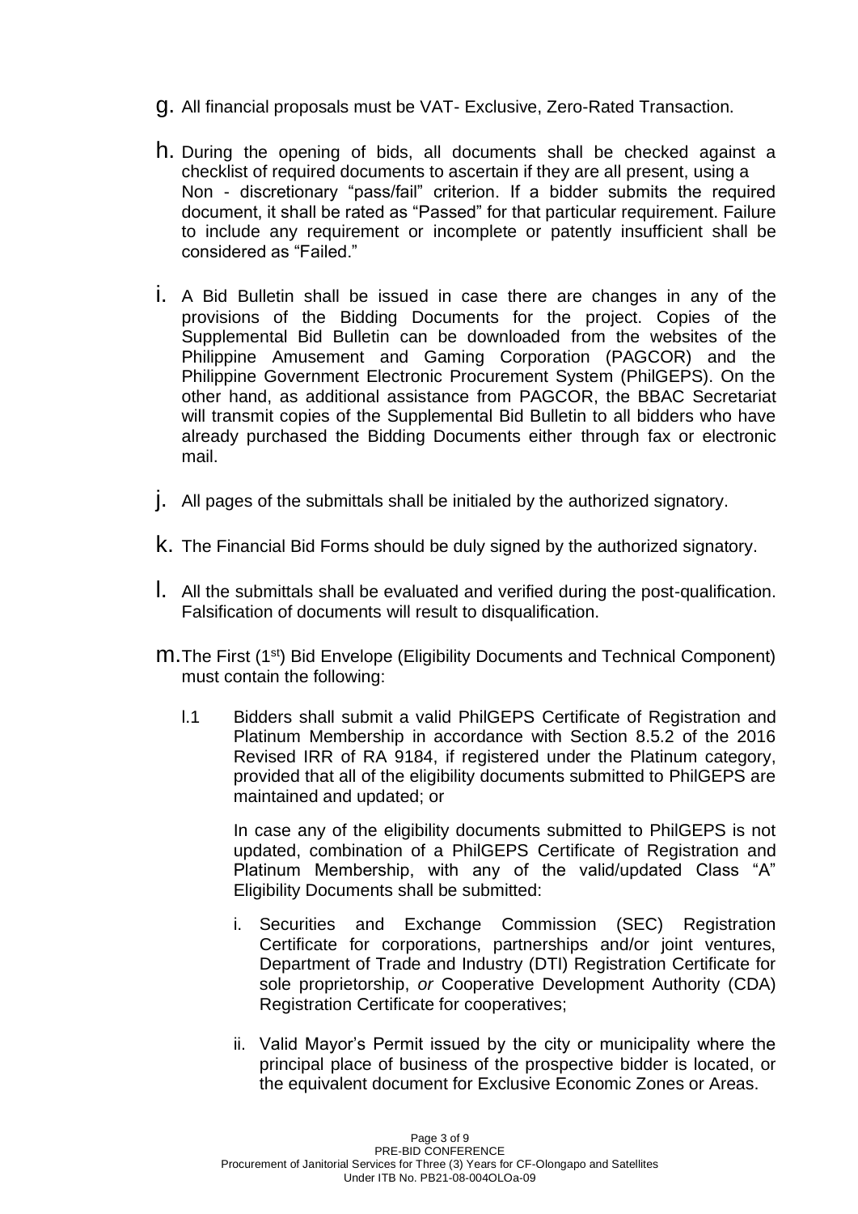g. All financial proposals must be VAT- Exclusive, Zero-Rated Transaction.

h. During the opening of bids, all documents shall be checked against a checklist of required documents to ascertain if they are all present, using a Non - discretionary "pass/fail" criterion. If a bidder submits the required document, it shall be rated as "Passed" for that particular requirement. Failure to include any requirement or incomplete or patently insufficient shall be considered as "Failed."

i. A Bid Bulletin shall be issued in case there are changes in any of the provisions of the Bidding Documents for the project. Copies of the Supplemental Bid Bulletin can be downloaded from the websites of the Philippine Amusement and Gaming Corporation (PAGCOR) and the Philippine Government Electronic Procurement System (PhilGEPS). On the other hand, as additional assistance from PAGCOR, the BBAC Secretariat will transmit copies of the Supplemental Bid Bulletin to all bidders who have already purchased the Bidding Documents either through fax or electronic mail.

j. All pages of the submittals shall be initialed by the authorized signatory.

k. The Financial Bid Forms should be duly signed by the authorized signatory.

l. All the submittals shall be evaluated and verified during the post-qualification. Falsification of documents will result to disqualification.

m. The First (1st) Bid Envelope (Eligibility Documents and Technical Component) must contain the following:

   l.1 Bidders shall submit a valid PhilGEPS Certificate of Registration and Platinum Membership in accordance with Section 8.5.2 of the 2016 Revised IRR of RA 9184, if registered under the Platinum category, provided that all of the eligibility documents submitted to PhilGEPS are maintained and updated; or

   In case any of the eligibility documents submitted to PhilGEPS is not updated, combination of a PhilGEPS Certificate of Registration and Platinum Membership, with any of the valid/updated Class "A" Eligibility Documents shall be submitted:

   i. Securities and Exchange Commission (SEC) Registration Certificate for corporations, partnerships and/or joint ventures, Department of Trade and Industry (DTI) Registration Certificate for sole proprietorship, *or* Cooperative Development Authority (CDA) Registration Certificate for cooperatives;

   ii. Valid Mayor's Permit issued by the city or municipality where the principal place of business of the prospective bidder is located, or the equivalent document for Exclusive Economic Zones or Areas.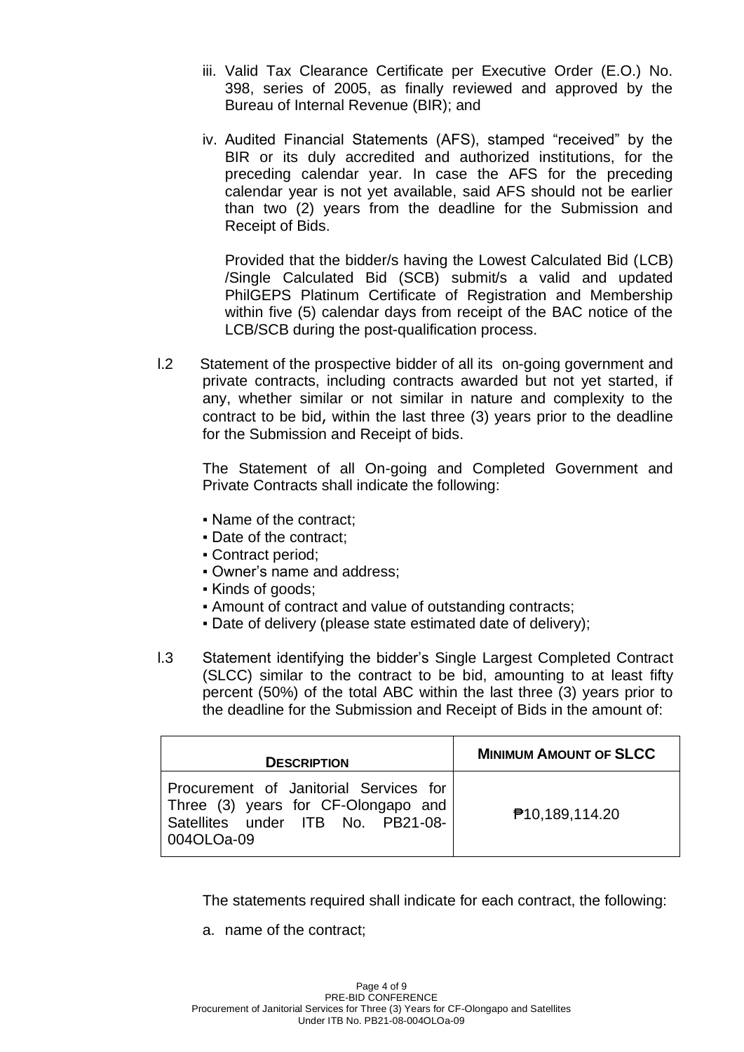iii. Valid Tax Clearance Certificate per Executive Order (E.O.) No. 398, series of 2005, as finally reviewed and approved by the Bureau of Internal Revenue (BIR); and

iv. Audited Financial Statements (AFS), stamped "received" by the BIR or its duly accredited and authorized institutions, for the preceding calendar year. In case the AFS for the preceding calendar year is not yet available, said AFS should not be earlier than two (2) years from the deadline for the Submission and Receipt of Bids.

Provided that the bidder/s having the Lowest Calculated Bid (LCB) /Single Calculated Bid (SCB) submit/s a valid and updated PhilGEPS Platinum Certificate of Registration and Membership within five (5) calendar days from receipt of the BAC notice of the LCB/SCB during the post-qualification process.

I.2 Statement of the prospective bidder of all its on-going government and private contracts, including contracts awarded but not yet started, if any, whether similar or not similar in nature and complexity to the contract to be bid, within the last three (3) years prior to the deadline for the Submission and Receipt of bids.

The Statement of all On-going and Completed Government and Private Contracts shall indicate the following:

- Name of the contract;
- Date of the contract;
- Contract period;
- Owner's name and address;
- Kinds of goods;
- Amount of contract and value of outstanding contracts;
- Date of delivery (please state estimated date of delivery);

I.3 Statement identifying the bidder's Single Largest Completed Contract (SLCC) similar to the contract to be bid, amounting to at least fifty percent (50%) of the total ABC within the last three (3) years prior to the deadline for the Submission and Receipt of Bids in the amount of:

| **DESCRIPTION** | **MINIMUM AMOUNT OF SLCC** |
|---|---|
| Procurement of Janitorial Services for Three (3) years for CF-Olongapo and Satellites under ITB No. PB21-08-004OLOa-09 | ₱10,189,114.20 |

The statements required shall indicate for each contract, the following:

a. name of the contract;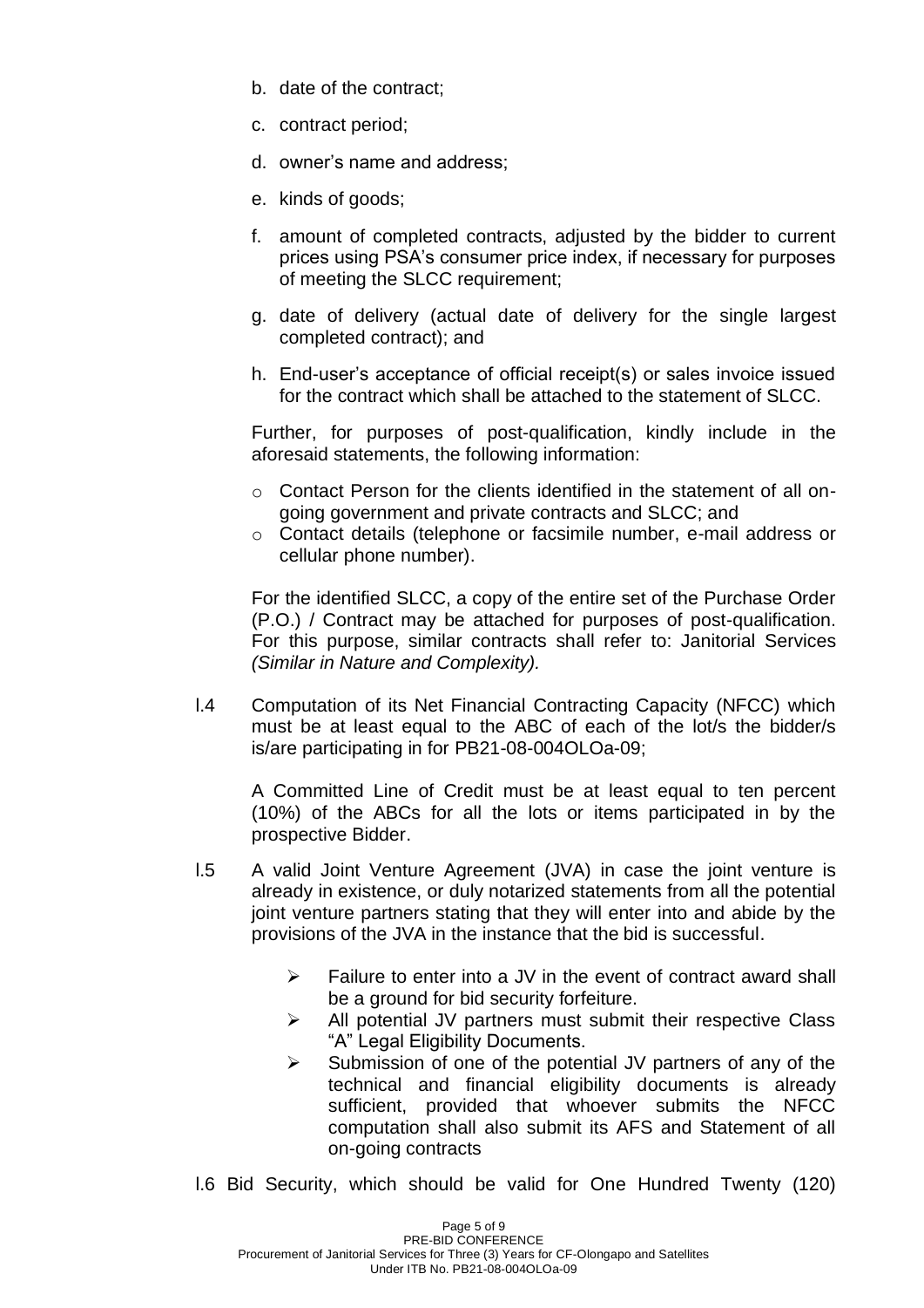b. date of the contract;

c. contract period;

d. owner's name and address;

e. kinds of goods;

f. amount of completed contracts, adjusted by the bidder to current prices using PSA's consumer price index, if necessary for purposes of meeting the SLCC requirement;

g. date of delivery (actual date of delivery for the single largest completed contract); and

h. End-user's acceptance of official receipt(s) or sales invoice issued for the contract which shall be attached to the statement of SLCC.

Further, for purposes of post-qualification, kindly include in the aforesaid statements, the following information:

- Contact Person for the clients identified in the statement of all on-going government and private contracts and SLCC; and
- Contact details (telephone or facsimile number, e-mail address or cellular phone number).

For the identified SLCC, a copy of the entire set of the Purchase Order (P.O.) / Contract may be attached for purposes of post-qualification. For this purpose, similar contracts shall refer to: Janitorial Services *(Similar in Nature and Complexity).*

I.4 Computation of its Net Financial Contracting Capacity (NFCC) which must be at least equal to the ABC of each of the lot/s the bidder/s is/are participating in for PB21-08-004OLOa-09;

A Committed Line of Credit must be at least equal to ten percent (10%) of the ABCs for all the lots or items participated in by the prospective Bidder.

I.5 A valid Joint Venture Agreement (JVA) in case the joint venture is already in existence, or duly notarized statements from all the potential joint venture partners stating that they will enter into and abide by the provisions of the JVA in the instance that the bid is successful.

- Failure to enter into a JV in the event of contract award shall be a ground for bid security forfeiture.
- All potential JV partners must submit their respective Class "A" Legal Eligibility Documents.
- Submission of one of the potential JV partners of any of the technical and financial eligibility documents is already sufficient, provided that whoever submits the NFCC computation shall also submit its AFS and Statement of all on-going contracts

I.6 Bid Security, which should be valid for One Hundred Twenty (120)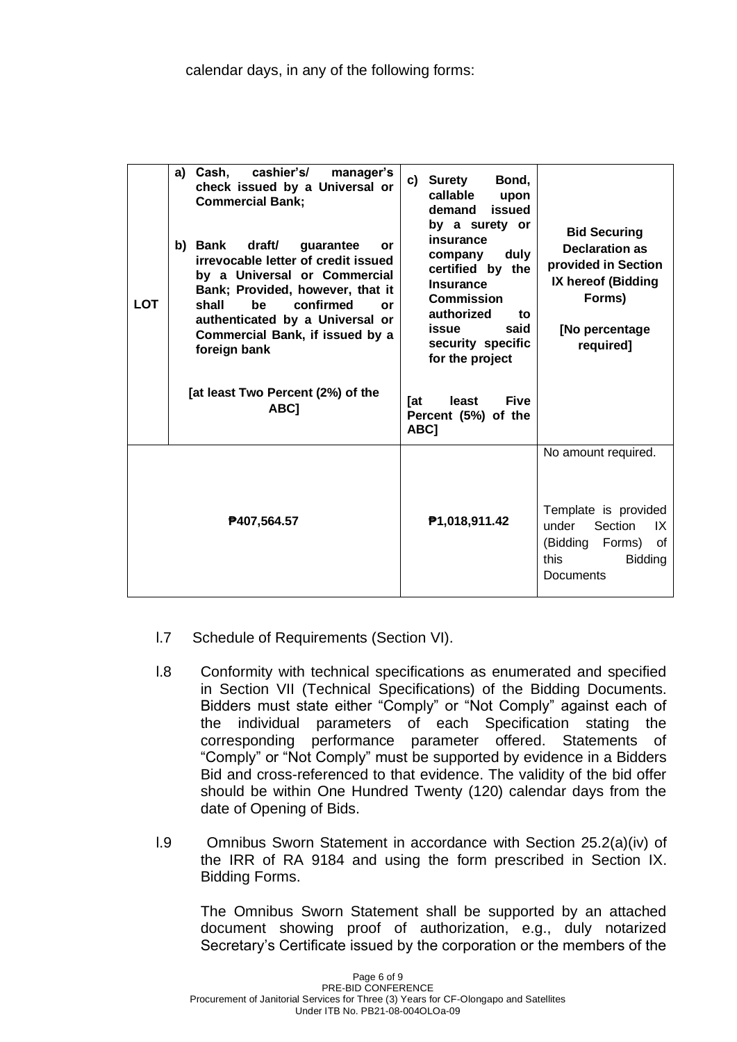calendar days, in any of the following forms:

| LOT | a) **Cash, cashier's/ manager's check issued by a Universal or Commercial Bank;**<br><br>b) **Bank draft/ guarantee or irrevocable letter of credit issued by a Universal or Commercial Bank; Provided, however, that it shall be confirmed or authenticated by a Universal or Commercial Bank, if issued by a foreign bank**<br><br>**[at least Two Percent (2%) of the ABC]** | c) **Surety Bond, callable upon demand issued by a surety or insurance company duly certified by the Insurance Commission authorized to issue said security specific for the project**<br><br>**[at least Five Percent (5%) of the ABC]** | **Bid Securing Declaration as provided in Section IX hereof (Bidding Forms)**<br><br>**[No percentage required]** |
|---|---|---|---|
| | ₱407,564.57 | ₱1,018,911.42 | No amount required.<br><br>Template is provided under Section IX (Bidding Forms) of this Bidding Documents |

I.7 Schedule of Requirements (Section VI).

I.8 Conformity with technical specifications as enumerated and specified in Section VII (Technical Specifications) of the Bidding Documents. Bidders must state either "Comply" or "Not Comply" against each of the individual parameters of each Specification stating the corresponding performance parameter offered. Statements of "Comply" or "Not Comply" must be supported by evidence in a Bidders Bid and cross-referenced to that evidence. The validity of the bid offer should be within One Hundred Twenty (120) calendar days from the date of Opening of Bids.

I.9 Omnibus Sworn Statement in accordance with Section 25.2(a)(iv) of the IRR of RA 9184 and using the form prescribed in Section IX. Bidding Forms.

The Omnibus Sworn Statement shall be supported by an attached document showing proof of authorization, e.g., duly notarized Secretary's Certificate issued by the corporation or the members of the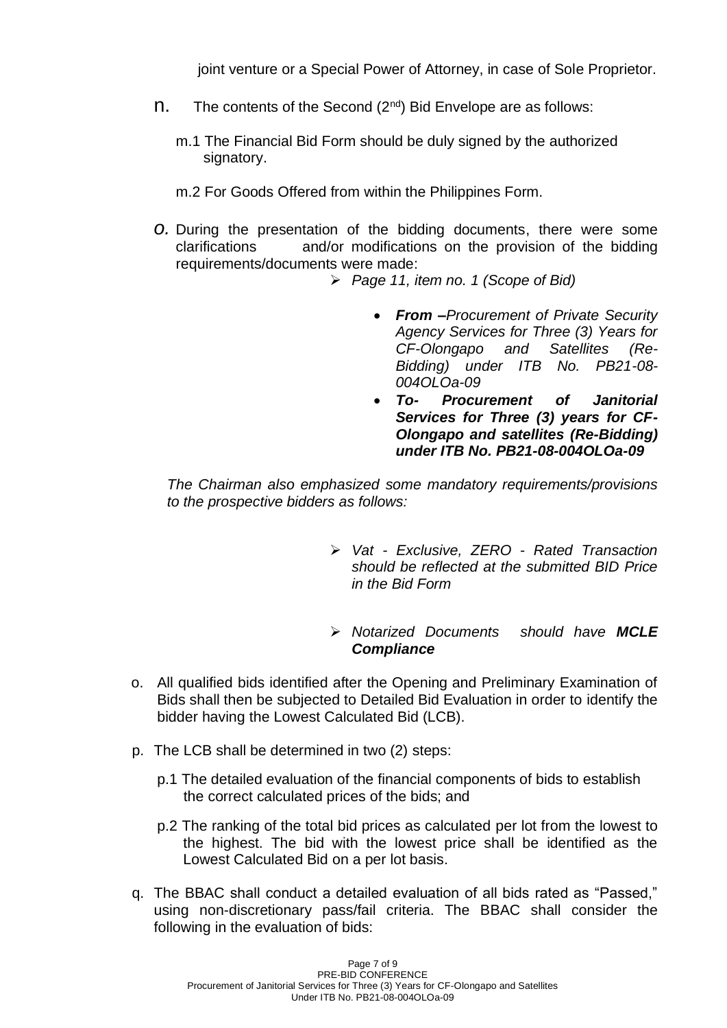joint venture or a Special Power of Attorney, in case of Sole Proprietor.

n. The contents of the Second (2nd) Bid Envelope are as follows:

   m.1 The Financial Bid Form should be duly signed by the authorized signatory.

   m.2 For Goods Offered from within the Philippines Form.

*o.* During the presentation of the bidding documents, there were some clarifications and/or modifications on the provision of the bidding requirements/documents were made:

   - *Page 11, item no. 1 (Scope of Bid)*
     - ***From –****Procurement of Private Security Agency Services for Three (3) Years for CF-Olongapo and Satellites (Re-Bidding) under ITB No. PB21-08-004OLOa-09*
     - ***To- Procurement of Janitorial Services for Three (3) years for CF-Olongapo and satellites (Re-Bidding) under ITB No. PB21-08-004OLOa-09***

   *The Chairman also emphasized some mandatory requirements/provisions to the prospective bidders as follows:*

   - *Vat - Exclusive, ZERO - Rated Transaction should be reflected at the submitted BID Price in the Bid Form*
   - *Notarized Documents should have* ***MCLE Compliance***

o. All qualified bids identified after the Opening and Preliminary Examination of Bids shall then be subjected to Detailed Bid Evaluation in order to identify the bidder having the Lowest Calculated Bid (LCB).

p. The LCB shall be determined in two (2) steps:

   p.1 The detailed evaluation of the financial components of bids to establish the correct calculated prices of the bids; and

   p.2 The ranking of the total bid prices as calculated per lot from the lowest to the highest. The bid with the lowest price shall be identified as the Lowest Calculated Bid on a per lot basis.

q. The BBAC shall conduct a detailed evaluation of all bids rated as "Passed," using non-discretionary pass/fail criteria. The BBAC shall consider the following in the evaluation of bids: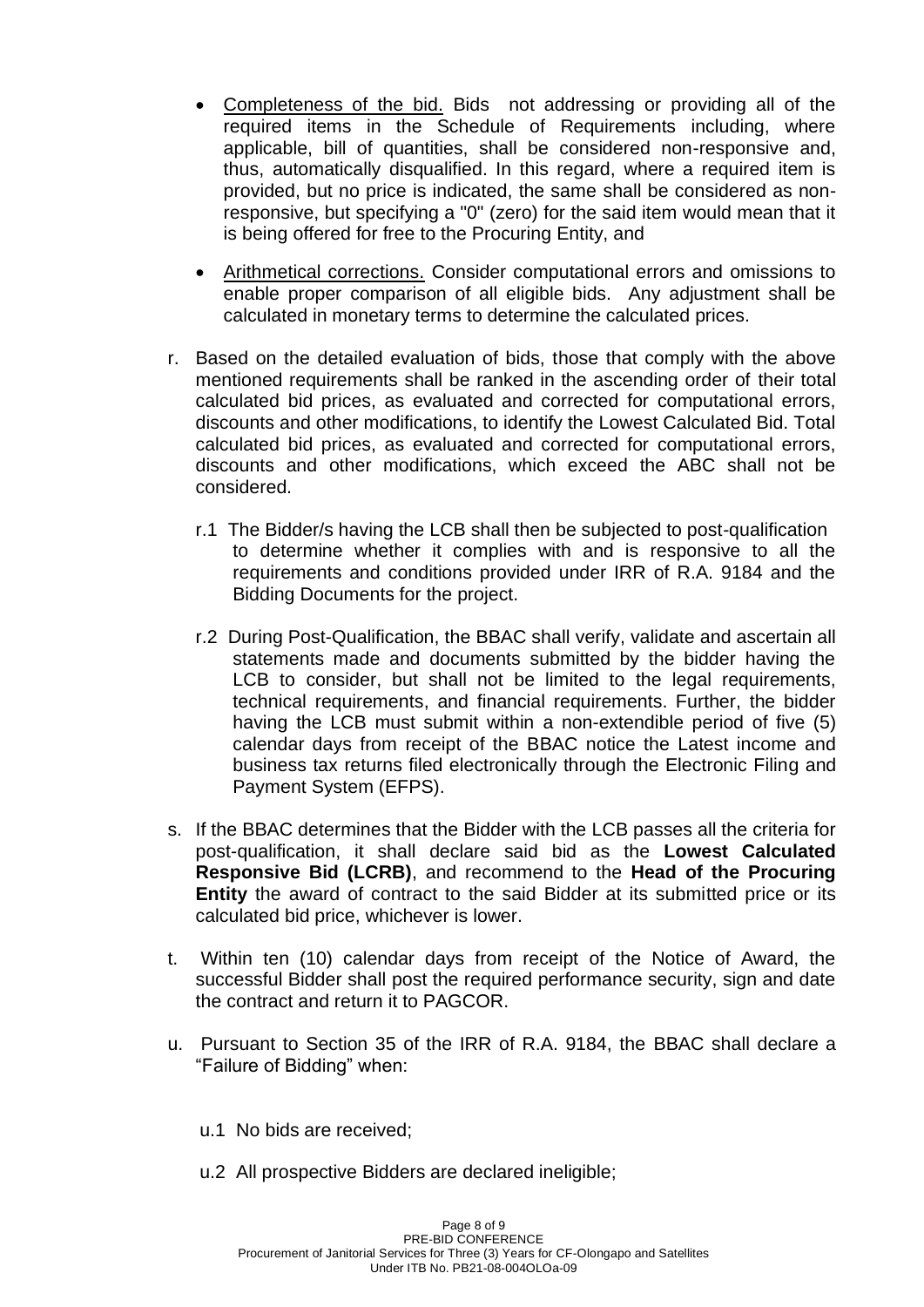- Completeness of the bid. Bids not addressing or providing all of the required items in the Schedule of Requirements including, where applicable, bill of quantities, shall be considered non-responsive and, thus, automatically disqualified. In this regard, where a required item is provided, but no price is indicated, the same shall be considered as non-responsive, but specifying a "0" (zero) for the said item would mean that it is being offered for free to the Procuring Entity, and

- Arithmetical corrections. Consider computational errors and omissions to enable proper comparison of all eligible bids. Any adjustment shall be calculated in monetary terms to determine the calculated prices.

r. Based on the detailed evaluation of bids, those that comply with the above mentioned requirements shall be ranked in the ascending order of their total calculated bid prices, as evaluated and corrected for computational errors, discounts and other modifications, to identify the Lowest Calculated Bid. Total calculated bid prices, as evaluated and corrected for computational errors, discounts and other modifications, which exceed the ABC shall not be considered.

   r.1 The Bidder/s having the LCB shall then be subjected to post-qualification to determine whether it complies with and is responsive to all the requirements and conditions provided under IRR of R.A. 9184 and the Bidding Documents for the project.

   r.2 During Post-Qualification, the BBAC shall verify, validate and ascertain all statements made and documents submitted by the bidder having the LCB to consider, but shall not be limited to the legal requirements, technical requirements, and financial requirements. Further, the bidder having the LCB must submit within a non-extendible period of five (5) calendar days from receipt of the BBAC notice the Latest income and business tax returns filed electronically through the Electronic Filing and Payment System (EFPS).

s. If the BBAC determines that the Bidder with the LCB passes all the criteria for post-qualification, it shall declare said bid as the **Lowest Calculated Responsive Bid (LCRB)**, and recommend to the **Head of the Procuring Entity** the award of contract to the said Bidder at its submitted price or its calculated bid price, whichever is lower.

t. Within ten (10) calendar days from receipt of the Notice of Award, the successful Bidder shall post the required performance security, sign and date the contract and return it to PAGCOR.

u. Pursuant to Section 35 of the IRR of R.A. 9184, the BBAC shall declare a "Failure of Bidding" when:

   u.1 No bids are received;

   u.2 All prospective Bidders are declared ineligible;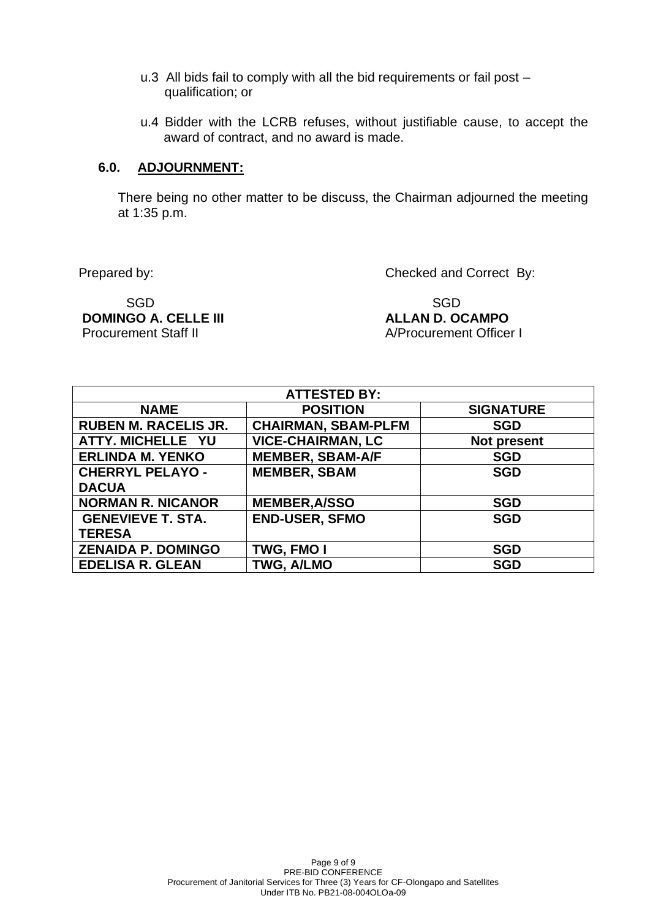u.3 All bids fail to comply with all the bid requirements or fail post – qualification; or

u.4 Bidder with the LCRB refuses, without justifiable cause, to accept the award of contract, and no award is made.

## 6.0. ADJOURNMENT:

There being no other matter to be discuss, the Chairman adjourned the meeting at 1:35 p.m.

Prepared by:

SGD
**DOMINGO A. CELLE III**
Procurement Staff II

Checked and Correct By:

SGD
**ALLAN D. OCAMPO**
A/Procurement Officer I

| ATTESTED BY: | | |
|---|---|---|
| **NAME** | **POSITION** | **SIGNATURE** |
| **RUBEN M. RACELIS JR.** | **CHAIRMAN, SBAM-PLFM** | **SGD** |
| **ATTY. MICHELLE YU** | **VICE-CHAIRMAN, LC** | **Not present** |
| **ERLINDA M. YENKO** | **MEMBER, SBAM-A/F** | **SGD** |
| **CHERRYL PELAYO - DACUA** | **MEMBER, SBAM** | **SGD** |
| **NORMAN R. NICANOR** | **MEMBER,A/SSO** | **SGD** |
| **GENEVIEVE T. STA. TERESA** | **END-USER, SFMO** | **SGD** |
| **ZENAIDA P. DOMINGO** | **TWG, FMO I** | **SGD** |
| **EDELISA R. GLEAN** | **TWG, A/LMO** | **SGD** |